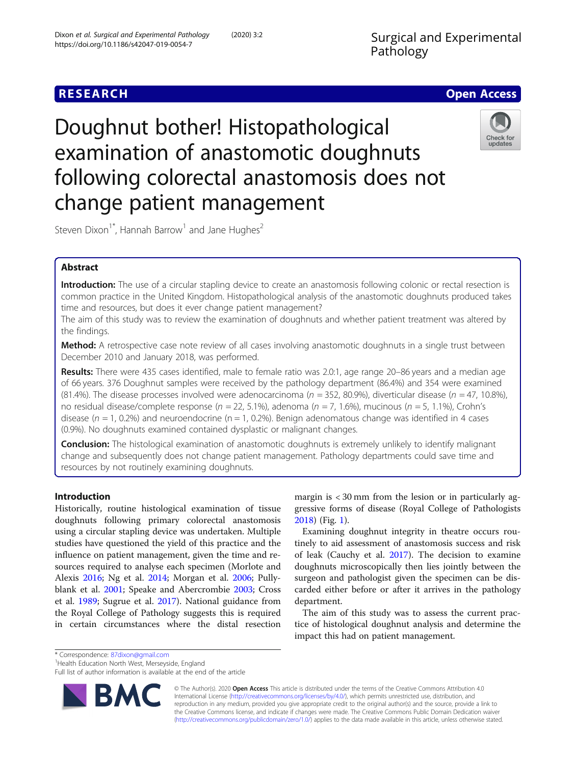RESEARCH

Open Access

# Doughnut bother! Histopathological examination of anastomotic doughnuts following colorectal anastomosis does not change patient management

Steven Dixon[1*], Hannah Barrow[1] and Jane Hughes[2]

## Abstract

**Introduction:** The use of a circular stapling device to create an anastomosis following colonic or rectal resection is common practice in the United Kingdom. Histopathological analysis of the anastomotic doughnuts produced takes time and resources, but does it ever change patient management?

The aim of this study was to review the examination of doughnuts and whether patient treatment was altered by the findings.

**Method:** A retrospective case note review of all cases involving anastomotic doughnuts in a single trust between December 2010 and January 2018, was performed.

**Results:** There were 435 cases identified, male to female ratio was 2.0:1, age range 20–86 years and a median age of 66 years. 376 Doughnut samples were received by the pathology department (86.4%) and 354 were examined (81.4%). The disease processes involved were adenocarcinoma ($n = 352$, 80.9%), diverticular disease ($n = 47$, 10.8%), no residual disease/complete response ($n = 22$, 5.1%), adenoma ($n = 7$, 1.6%), mucinous ($n = 5$, 1.1%), Crohn's disease ($n = 1$, 0.2%) and neuroendocrine ($n = 1$, 0.2%). Benign adenomatous change was identified in 4 cases (0.9%). No doughnuts examined contained dysplastic or malignant changes.

**Conclusion:** The histological examination of anastomotic doughnuts is extremely unlikely to identify malignant change and subsequently does not change patient management. Pathology departments could save time and resources by not routinely examining doughnuts.

## Introduction

Historically, routine histological examination of tissue doughnuts following primary colorectal anastomosis using a circular stapling device was undertaken. Multiple studies have questioned the yield of this practice and the influence on patient management, given the time and resources required to analyse each specimen (Morlote and Alexis 2016; Ng et al. 2014; Morgan et al. 2006; Pullyblank et al. 2001; Speake and Abercrombie 2003; Cross et al. 1989; Sugrue et al. 2017). National guidance from the Royal College of Pathology suggests this is required in certain circumstances where the distal resection margin is < 30 mm from the lesion or in particularly aggressive forms of disease (Royal College of Pathologists 2018) (Fig. 1).

Examining doughnut integrity in theatre occurs routinely to aid assessment of anastomosis success and risk of leak (Cauchy et al. 2017). The decision to examine doughnuts microscopically then lies jointly between the surgeon and pathologist given the specimen can be discarded either before or after it arrives in the pathology department.

The aim of this study was to assess the current practice of histological doughnut analysis and determine the impact this had on patient management.

* Correspondence: 87dixon@gmail.com
[1]Health Education North West, Merseyside, England
Full list of author information is available at the end of the article

© The Author(s). 2020 **Open Access** This article is distributed under the terms of the Creative Commons Attribution 4.0 International License (http://creativecommons.org/licenses/by/4.0/), which permits unrestricted use, distribution, and reproduction in any medium, provided you give appropriate credit to the original author(s) and the source, provide a link to the Creative Commons license, and indicate if changes were made. The Creative Commons Public Domain Dedication waiver (http://creativecommons.org/publicdomain/zero/1.0/) applies to the data made available in this article, unless otherwise stated.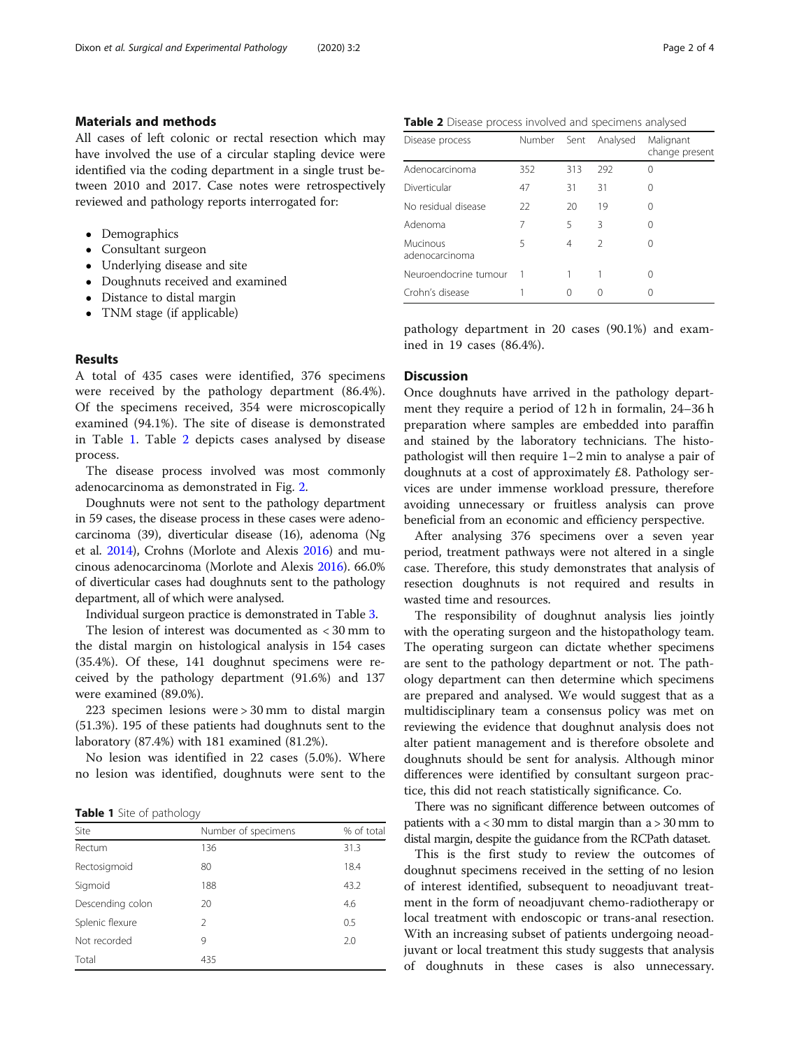## Materials and methods

All cases of left colonic or rectal resection which may have involved the use of a circular stapling device were identified via the coding department in a single trust between 2010 and 2017. Case notes were retrospectively reviewed and pathology reports interrogated for:

- Demographics
- Consultant surgeon
- Underlying disease and site
- Doughnuts received and examined
- Distance to distal margin
- TNM stage (if applicable)

## Results

A total of 435 cases were identified, 376 specimens were received by the pathology department (86.4%). Of the specimens received, 354 were microscopically examined (94.1%). The site of disease is demonstrated in Table 1. Table 2 depicts cases analysed by disease process.

The disease process involved was most commonly adenocarcinoma as demonstrated in Fig. 2.

Doughnuts were not sent to the pathology department in 59 cases, the disease process in these cases were adenocarcinoma (39), diverticular disease (16), adenoma (Ng et al. 2014), Crohns (Morlote and Alexis 2016) and mucinous adenocarcinoma (Morlote and Alexis 2016). 66.0% of diverticular cases had doughnuts sent to the pathology department, all of which were analysed.

Individual surgeon practice is demonstrated in Table 3.

The lesion of interest was documented as < 30 mm to the distal margin on histological analysis in 154 cases (35.4%). Of these, 141 doughnut specimens were received by the pathology department (91.6%) and 137 were examined (89.0%).

223 specimen lesions were > 30 mm to distal margin (51.3%). 195 of these patients had doughnuts sent to the laboratory (87.4%) with 181 examined (81.2%).

No lesion was identified in 22 cases (5.0%). Where no lesion was identified, doughnuts were sent to the pathology department in 20 cases (90.1%) and examined in 19 cases (86.4%).

**Table 1** Site of pathology

| Site | Number of specimens | % of total |
|---|---|---|
| Rectum | 136 | 31.3 |
| Rectosigmoid | 80 | 18.4 |
| Sigmoid | 188 | 43.2 |
| Descending colon | 20 | 4.6 |
| Splenic flexure | 2 | 0.5 |
| Not recorded | 9 | 2.0 |
| Total | 435 | |

**Table 2** Disease process involved and specimens analysed

| Disease process | Number | Sent | Analysed | Malignant change present |
|---|---|---|---|---|
| Adenocarcinoma | 352 | 313 | 292 | 0 |
| Diverticular | 47 | 31 | 31 | 0 |
| No residual disease | 22 | 20 | 19 | 0 |
| Adenoma | 7 | 5 | 3 | 0 |
| Mucinous adenocarcinoma | 5 | 4 | 2 | 0 |
| Neuroendocrine tumour | 1 | 1 | 1 | 0 |
| Crohn's disease | 1 | 0 | 0 | 0 |

## Discussion

Once doughnuts have arrived in the pathology department they require a period of 12 h in formalin, 24–36 h preparation where samples are embedded into paraffin and stained by the laboratory technicians. The histopathologist will then require 1–2 min to analyse a pair of doughnuts at a cost of approximately £8. Pathology services are under immense workload pressure, therefore avoiding unnecessary or fruitless analysis can prove beneficial from an economic and efficiency perspective.

After analysing 376 specimens over a seven year period, treatment pathways were not altered in a single case. Therefore, this study demonstrates that analysis of resection doughnuts is not required and results in wasted time and resources.

The responsibility of doughnut analysis lies jointly with the operating surgeon and the histopathology team. The operating surgeon can dictate whether specimens are sent to the pathology department or not. The pathology department can then determine which specimens are prepared and analysed. We would suggest that as a multidisciplinary team a consensus policy was met on reviewing the evidence that doughnut analysis does not alter patient management and is therefore obsolete and doughnuts should be sent for analysis. Although minor differences were identified by consultant surgeon practice, this did not reach statistically significance. Co.

There was no significant difference between outcomes of patients with a < 30 mm to distal margin than a > 30 mm to distal margin, despite the guidance from the RCPath dataset.

This is the first study to review the outcomes of doughnut specimens received in the setting of no lesion of interest identified, subsequent to neoadjuvant treatment in the form of neoadjuvant chemo-radiotherapy or local treatment with endoscopic or trans-anal resection. With an increasing subset of patients undergoing neoadjuvant or local treatment this study suggests that analysis of doughnuts in these cases is also unnecessary.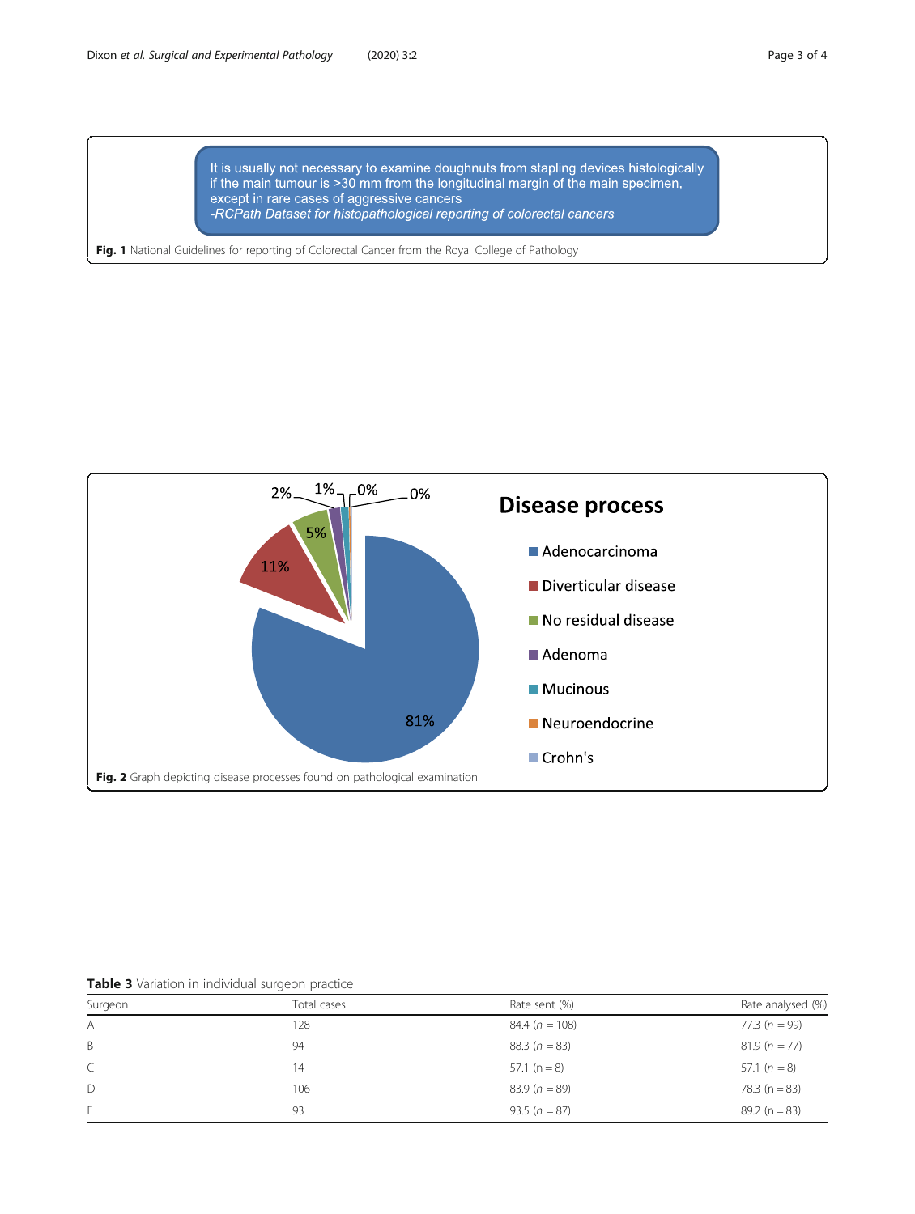It is usually not necessary to examine doughnuts from stapling devices histologically if the main tumour is >30 mm from the longitudinal margin of the main specimen, except in rare cases of aggressive cancers
*-RCPath Dataset for histopathological reporting of colorectal cancers*

**Fig. 1** National Guidelines for reporting of Colorectal Cancer from the Royal College of Pathology

**Fig. 2** Graph depicting disease processes found on pathological examination

**Table 3** Variation in individual surgeon practice

| Surgeon | Total cases | Rate sent (%) | Rate analysed (%) |
|---|---|---|---|
| A | 128 | 84.4 (*n* = 108) | 77.3 (*n* = 99) |
| B | 94 | 88.3 (*n* = 83) | 81.9 (*n* = 77) |
| C | 14 | 57.1 (n = 8) | 57.1 (*n* = 8) |
| D | 106 | 83.9 (*n* = 89) | 78.3 (n = 83) |
| E | 93 | 93.5 (*n* = 87) | 89.2 (n = 83) |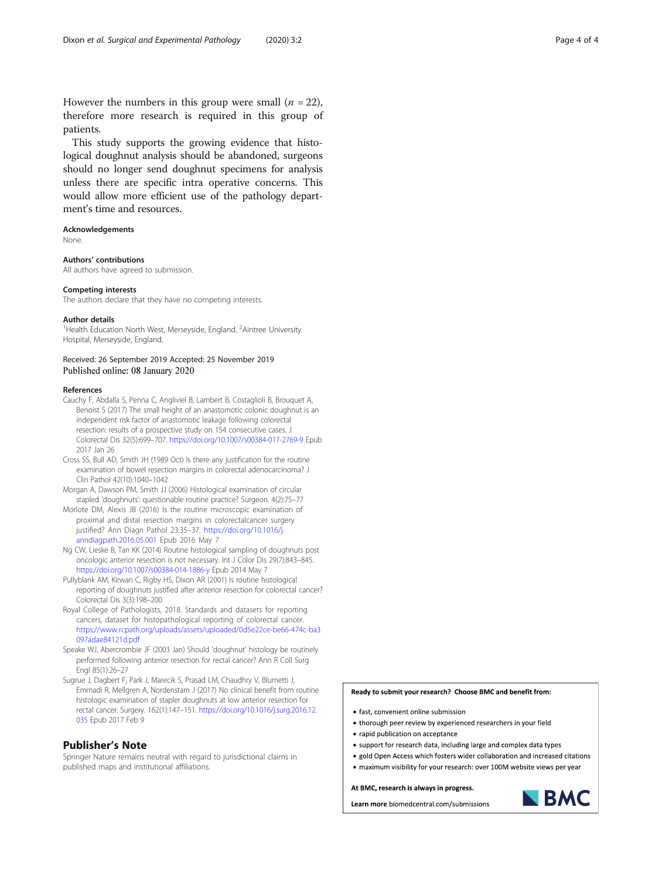However the numbers in this group were small ($n$ = 22), therefore more research is required in this group of patients.

This study supports the growing evidence that histological doughnut analysis should be abandoned, surgeons should no longer send doughnut specimens for analysis unless there are specific intra operative concerns. This would allow more efficient use of the pathology department's time and resources.

### Acknowledgements

None.

### Authors' contributions

All authors have agreed to submission.

### Competing interests

The authors declare that they have no competing interests.

### Author details

[1]Health Education North West, Merseyside, England. [2]Aintree University Hospital, Merseyside, England.

Received: 26 September 2019 Accepted: 25 November 2019
Published online: 08 January 2020

### References

- Cauchy F, Abdalla S, Penna C, Angliviel B, Lambert B, Costaglioli B, Brouquet A, Benoist S (2017) The small height of an anastomotic colonic doughnut is an independent risk factor of anastomotic leakage following colorectal resection: results of a prospective study on 154 consecutive cases. J Colorectal Dis 32(5):699–707. https://doi.org/10.1007/s00384-017-2769-9 Epub 2017 Jan 26
- Cross SS, Bull AD, Smith JH (1989 Oct) Is there any justification for the routine examination of bowel resection margins in colorectal adenocarcinoma? J Clin Pathol 42(10):1040–1042
- Morgan A, Dawson PM, Smith JJ (2006) Histological examination of circular stapled 'doughnuts': questionable routine practice? Surgeon. 4(2):75–77
- Morlote DM, Alexis JB (2016) Is the routine microscopic examination of proximal and distal resection margins in colorectalcancer surgery justified? Ann Diagn Pathol 23:35–37. https://doi.org/10.1016/j.anndiagpath.2016.05.001 Epub 2016 May 7
- Ng CW, Lieske B, Tan KK (2014) Routine histological sampling of doughnuts post oncologic anterior resection is not necessary. Int J Color Dis 29(7):843–845. https://doi.org/10.1007/s00384-014-1886-y Epub 2014 May 7
- Pullyblank AM, Kirwan C, Rigby HS, Dixon AR (2001) Is routine histological reporting of doughnuts justified after anterior resection for colorectal cancer? Colorectal Dis 3(3):198–200
- Royal College of Pathologists, 2018. Standards and datasets for reporting cancers, dataset for histopathological reporting of colorectal cancer. https://www.rcpath.org/uploads/assets/uploaded/0d5e22ce-be66-474c-ba3097adae84121d.pdf
- Speake WJ, Abercrombie JF (2003 Jan) Should 'doughnut' histology be routinely performed following anterior resection for rectal cancer? Ann R Coll Surg Engl 85(1):26–27
- Sugrue J, Dagbert F, Park J, Marecik S, Prasad LM, Chaudhry V, Blumetti J, Emmadi R, Mellgren A, Nordenstam J (2017) No clinical benefit from routine histologic examination of stapler doughnuts at low anterior resection for rectal cancer. Surgery. 162(1):147–151. https://doi.org/10.1016/j.surg.2016.12.035 Epub 2017 Feb 9

## Publisher's Note

Springer Nature remains neutral with regard to jurisdictional claims in published maps and institutional affiliations.

**Ready to submit your research? Choose BMC and benefit from:**

- fast, convenient online submission
- thorough peer review by experienced researchers in your field
- rapid publication on acceptance
- support for research data, including large and complex data types
- gold Open Access which fosters wider collaboration and increased citations
- maximum visibility for your research: over 100M website views per year

**At BMC, research is always in progress.**

**Learn more** biomedcentral.com/submissions

BMC